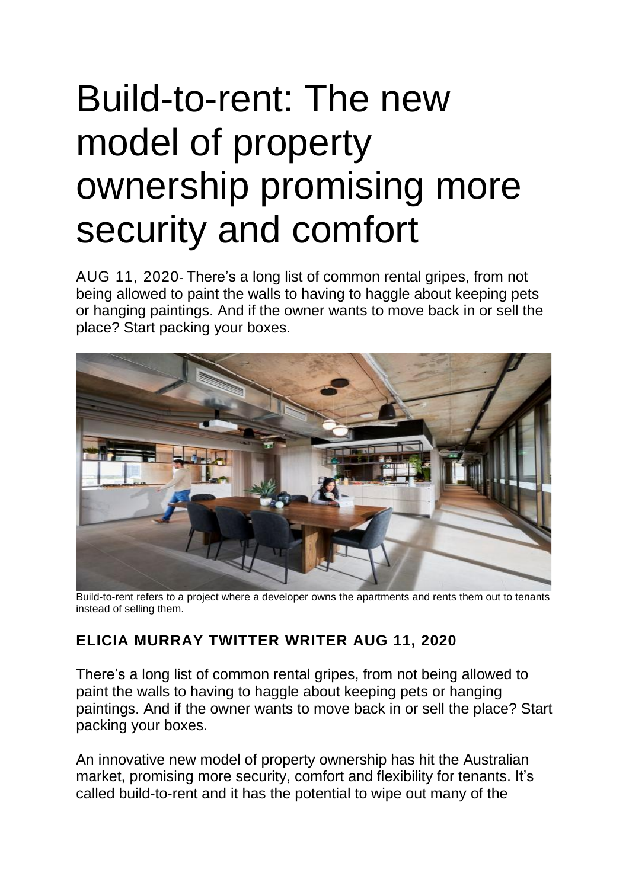# Build-to-rent: The new model of property ownership promising more security and comfort

AUG 11, 2020- There's a long list of common rental gripes, from not being allowed to paint the walls to having to haggle about keeping pets or hanging paintings. And if the owner wants to move back in or sell the place? Start packing your boxes.

Build-to-rent refers to a project where a developer owns the apartments and rents them out to tenants instead of selling them.

**ELICIA MURRAY TWITTER WRITER AUG 11, 2020**

There's a long list of common rental gripes, from not being allowed to paint the walls to having to haggle about keeping pets or hanging paintings. And if the owner wants to move back in or sell the place? Start packing your boxes.

An innovative new model of property ownership has hit the Australian market, promising more security, comfort and flexibility for tenants. It's called build-to-rent and it has the potential to wipe out many of the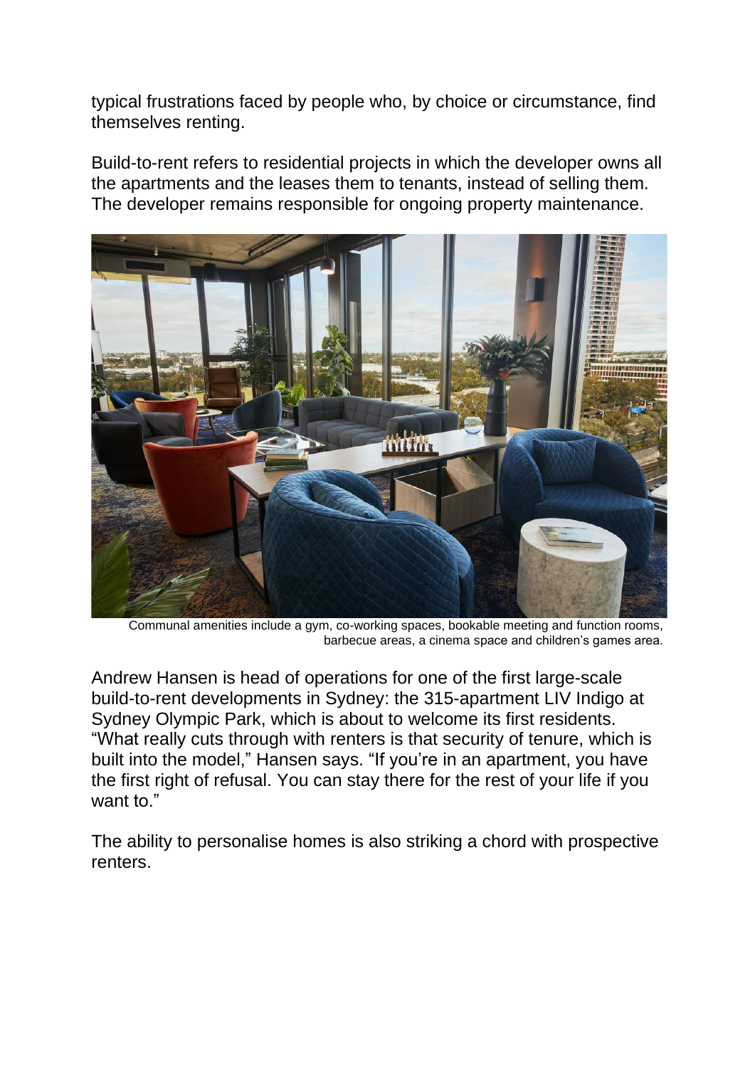typical frustrations faced by people who, by choice or circumstance, find themselves renting.

Build-to-rent refers to residential projects in which the developer owns all the apartments and the leases them to tenants, instead of selling them. The developer remains responsible for ongoing property maintenance.

Communal amenities include a gym, co-working spaces, bookable meeting and function rooms, barbecue areas, a cinema space and children's games area.

Andrew Hansen is head of operations for one of the first large-scale build-to-rent developments in Sydney: the 315-apartment LIV Indigo at Sydney Olympic Park, which is about to welcome its first residents. "What really cuts through with renters is that security of tenure, which is built into the model," Hansen says. "If you're in an apartment, you have the first right of refusal. You can stay there for the rest of your life if you want to."

The ability to personalise homes is also striking a chord with prospective renters.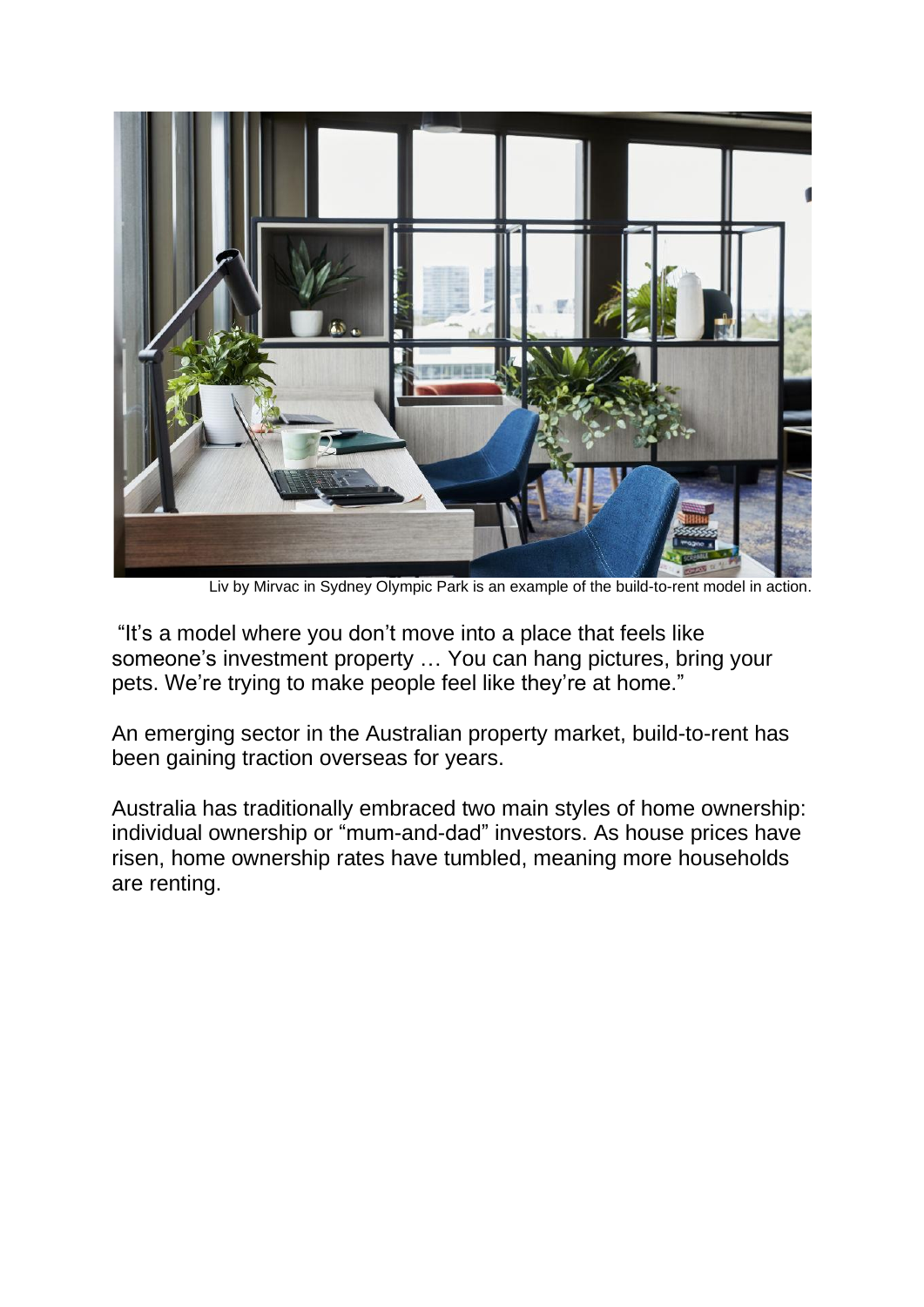Liv by Mirvac in Sydney Olympic Park is an example of the build-to-rent model in action.

"It's a model where you don't move into a place that feels like someone's investment property … You can hang pictures, bring your pets. We're trying to make people feel like they're at home."

An emerging sector in the Australian property market, build-to-rent has been gaining traction overseas for years.

Australia has traditionally embraced two main styles of home ownership: individual ownership or "mum-and-dad" investors. As house prices have risen, home ownership rates have tumbled, meaning more households are renting.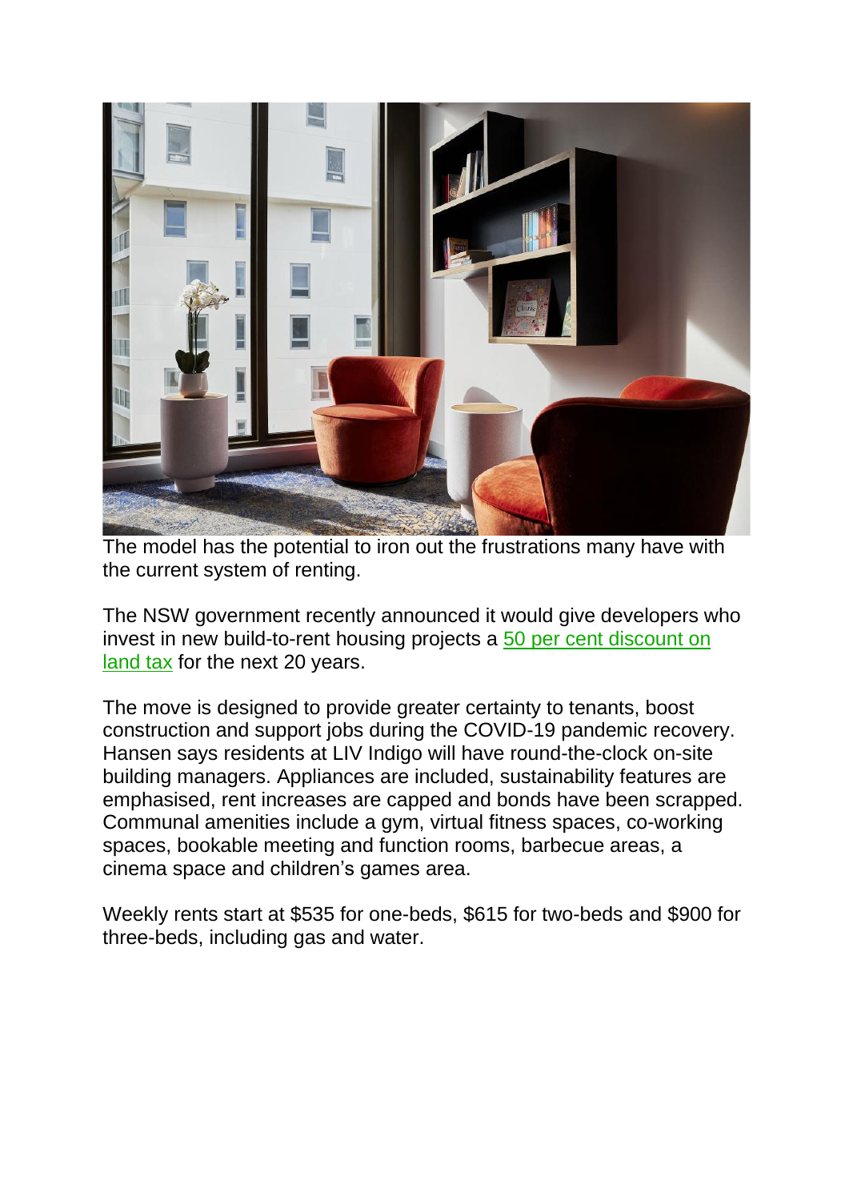The model has the potential to iron out the frustrations many have with the current system of renting.

The NSW government recently announced it would give developers who invest in new build-to-rent housing projects a 50 per cent discount on land tax for the next 20 years.

The move is designed to provide greater certainty to tenants, boost construction and support jobs during the COVID-19 pandemic recovery. Hansen says residents at LIV Indigo will have round-the-clock on-site building managers. Appliances are included, sustainability features are emphasised, rent increases are capped and bonds have been scrapped. Communal amenities include a gym, virtual fitness spaces, co-working spaces, bookable meeting and function rooms, barbecue areas, a cinema space and children's games area.

Weekly rents start at $535 for one-beds, $615 for two-beds and $900 for three-beds, including gas and water.